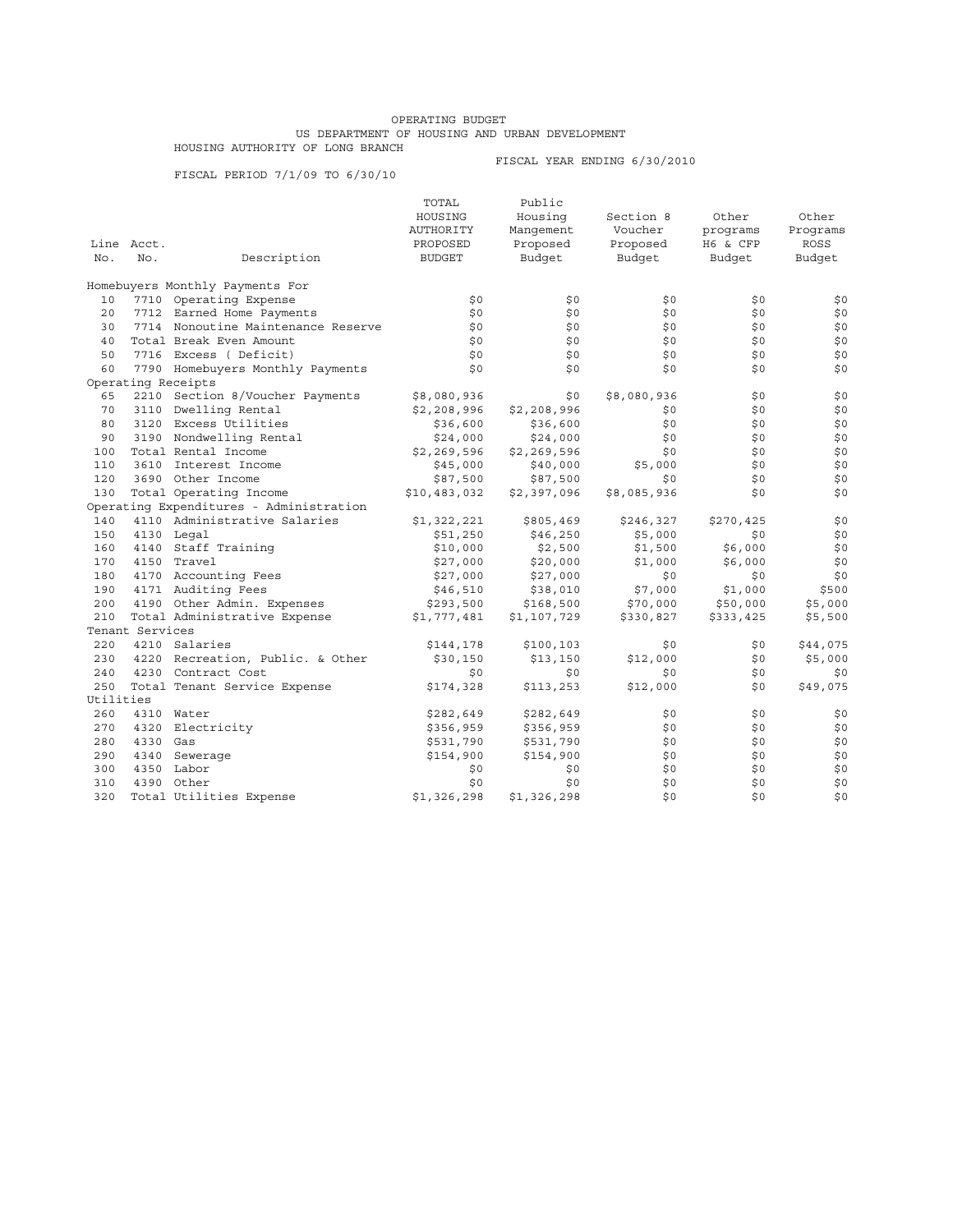OPERATING BUDGET

US DEPARTMENT OF HOUSING AND URBAN DEVELOPMENT

HOUSING AUTHORITY OF LONG BRANCH

FISCAL YEAR ENDING 6/30/2010

FISCAL PERIOD 7/1/09 TO 6/30/10

| Line No. | Acct. No. | Description | TOTAL HOUSING AUTHORITY PROPOSED BUDGET | Public Housing Mangement Proposed Budget | Section 8 Voucher Proposed Budget | Other programs H6 & CFP Budget | Other Programs ROSS Budget |
|---|---|---|---|---|---|---|---|
| | | Homebuyers Monthly Payments For | | | | | |
| 10 | 7710 | Operating Expense | $0 | $0 | $0 | $0 | $0 |
| 20 | 7712 | Earned Home Payments | $0 | $0 | $0 | $0 | $0 |
| 30 | 7714 | Nonoutine Maintenance Reserve | $0 | $0 | $0 | $0 | $0 |
| 40 | | Total Break Even Amount | $0 | $0 | $0 | $0 | $0 |
| 50 | 7716 | Excess ( Deficit) | $0 | $0 | $0 | $0 | $0 |
| 60 | 7790 | Homebuyers Monthly Payments | $0 | $0 | $0 | $0 | $0 |
| | | Operating Receipts | | | | | |
| 65 | 2210 | Section 8/Voucher Payments | $8,080,936 | $0 | $8,080,936 | $0 | $0 |
| 70 | 3110 | Dwelling Rental | $2,208,996 | $2,208,996 | $0 | $0 | $0 |
| 80 | 3120 | Excess Utilities | $36,600 | $36,600 | $0 | $0 | $0 |
| 90 | 3190 | Nondwelling Rental | $24,000 | $24,000 | $0 | $0 | $0 |
| 100 | | Total Rental Income | $2,269,596 | $2,269,596 | $0 | $0 | $0 |
| 110 | 3610 | Interest Income | $45,000 | $40,000 | $5,000 | $0 | $0 |
| 120 | 3690 | Other Income | $87,500 | $87,500 | $0 | $0 | $0 |
| 130 | | Total Operating Income | $10,483,032 | $2,397,096 | $8,085,936 | $0 | $0 |
| | | Operating Expenditures - Administration | | | | | |
| 140 | 4110 | Administrative Salaries | $1,322,221 | $805,469 | $246,327 | $270,425 | $0 |
| 150 | 4130 | Legal | $51,250 | $46,250 | $5,000 | $0 | $0 |
| 160 | 4140 | Staff Training | $10,000 | $2,500 | $1,500 | $6,000 | $0 |
| 170 | 4150 | Travel | $27,000 | $20,000 | $1,000 | $6,000 | $0 |
| 180 | 4170 | Accounting Fees | $27,000 | $27,000 | $0 | $0 | $0 |
| 190 | 4171 | Auditing Fees | $46,510 | $38,010 | $7,000 | $1,000 | $500 |
| 200 | 4190 | Other Admin. Expenses | $293,500 | $168,500 | $70,000 | $50,000 | $5,000 |
| 210 | | Total Administrative Expense | $1,777,481 | $1,107,729 | $330,827 | $333,425 | $5,500 |
| | | Tenant Services | | | | | |
| 220 | 4210 | Salaries | $144,178 | $100,103 | $0 | $0 | $44,075 |
| 230 | 4220 | Recreation, Public. & Other | $30,150 | $13,150 | $12,000 | $0 | $5,000 |
| 240 | 4230 | Contract Cost | $0 | $0 | $0 | $0 | $0 |
| 250 | | Total Tenant Service Expense | $174,328 | $113,253 | $12,000 | $0 | $49,075 |
| | | Utilities | | | | | |
| 260 | 4310 | Water | $282,649 | $282,649 | $0 | $0 | $0 |
| 270 | 4320 | Electricity | $356,959 | $356,959 | $0 | $0 | $0 |
| 280 | 4330 | Gas | $531,790 | $531,790 | $0 | $0 | $0 |
| 290 | 4340 | Sewerage | $154,900 | $154,900 | $0 | $0 | $0 |
| 300 | 4350 | Labor | $0 | $0 | $0 | $0 | $0 |
| 310 | 4390 | Other | $0 | $0 | $0 | $0 | $0 |
| 320 | | Total Utilities Expense | $1,326,298 | $1,326,298 | $0 | $0 | $0 |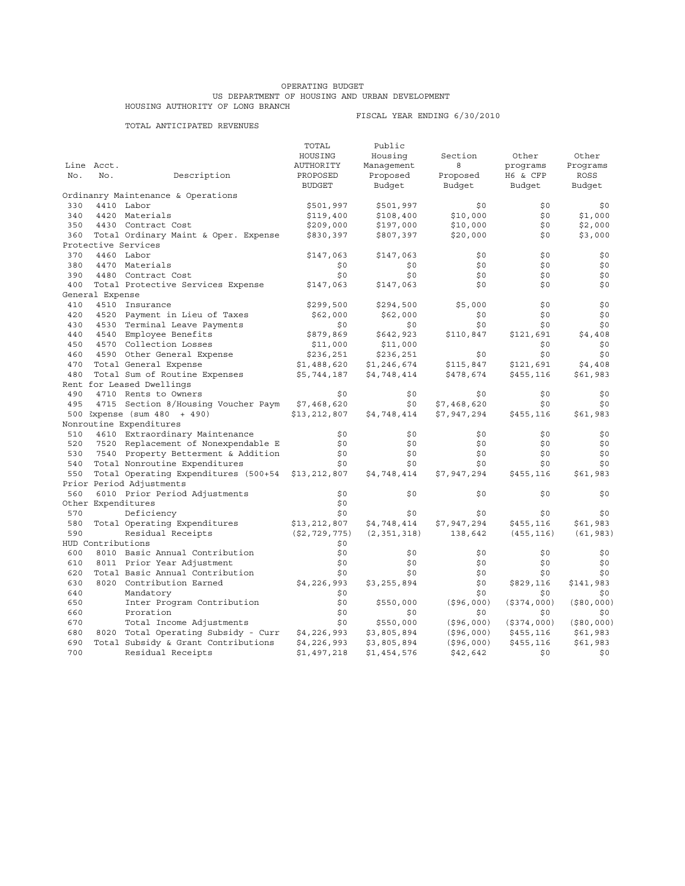OPERATING BUDGET
US DEPARTMENT OF HOUSING AND URBAN DEVELOPMENT
HOUSING AUTHORITY OF LONG BRANCH

FISCAL YEAR ENDING 6/30/2010

TOTAL ANTICIPATED REVENUES

| Line No. | Acct. No. | Description | TOTAL HOUSING AUTHORITY PROPOSED BUDGET | Public Housing Management Proposed Budget | Section 8 Proposed Budget | Other programs H6 & CFP Budget | Other Programs ROSS Budget |
|---|---|---|---|---|---|---|---|
| | | Ordinanry Maintenance & Operations | | | | | |
| 330 | 4410 | Labor | $501,997 | $501,997 | $0 | $0 | $0 |
| 340 | 4420 | Materials | $119,400 | $108,400 | $10,000 | $0 | $1,000 |
| 350 | 4430 | Contract Cost | $209,000 | $197,000 | $10,000 | $0 | $2,000 |
| 360 | | Total Ordinary Maint & Oper. Expense | $830,397 | $807,397 | $20,000 | $0 | $3,000 |
| | | Protective Services | | | | | |
| 370 | 4460 | Labor | $147,063 | $147,063 | $0 | $0 | $0 |
| 380 | 4470 | Materials | $0 | $0 | $0 | $0 | $0 |
| 390 | 4480 | Contract Cost | $0 | $0 | $0 | $0 | $0 |
| 400 | | Total Protective Services Expense | $147,063 | $147,063 | $0 | $0 | $0 |
| | | General Expense | | | | | |
| 410 | 4510 | Insurance | $299,500 | $294,500 | $5,000 | $0 | $0 |
| 420 | 4520 | Payment in Lieu of Taxes | $62,000 | $62,000 | $0 | $0 | $0 |
| 430 | 4530 | Terminal Leave Payments | $0 | $0 | $0 | $0 | $0 |
| 440 | 4540 | Employee Benefits | $879,869 | $642,923 | $110,847 | $121,691 | $4,408 |
| 450 | 4570 | Collection Losses | $11,000 | $11,000 | | $0 | $0 |
| 460 | 4590 | Other General Expense | $236,251 | $236,251 | $0 | $0 | $0 |
| 470 | | Total General Expense | $1,488,620 | $1,246,674 | $115,847 | $121,691 | $4,408 |
| 480 | | Total Sum of Routine Expenses | $5,744,187 | $4,748,414 | $478,674 | $455,116 | $61,983 |
| | | Rent for Leased Dwellings | | | | | |
| 490 | 4710 | Rents to Owners | $0 | $0 | $0 | $0 | $0 |
| 495 | 4715 | Section 8/Housing Voucher Paym | $7,468,620 | $0 | $7,468,620 | $0 | $0 |
| 500 | | Expense (sum 480 + 490) | $13,212,807 | $4,748,414 | $7,947,294 | $455,116 | $61,983 |
| | | Nonroutine Expenditures | | | | | |
| 510 | 4610 | Extraordinary Maintenance | $0 | $0 | $0 | $0 | $0 |
| 520 | 7520 | Replacement of Nonexpendable E | $0 | $0 | $0 | $0 | $0 |
| 530 | 7540 | Property Betterment & Addition | $0 | $0 | $0 | $0 | $0 |
| 540 | | Total Nonroutine Expenditures | $0 | $0 | $0 | $0 | $0 |
| 550 | | Total Operating Expenditures (500+54 | $13,212,807 | $4,748,414 | $7,947,294 | $455,116 | $61,983 |
| | | Prior Period Adjustments | | | | | |
| 560 | 6010 | Prior Period Adjustments | $0 | $0 | $0 | $0 | $0 |
| | | Other Expenditures | $0 | | | | |
| 570 | | Deficiency | $0 | $0 | $0 | $0 | $0 |
| 580 | | Total Operating Expenditures | $13,212,807 | $4,748,414 | $7,947,294 | $455,116 | $61,983 |
| 590 | | Residual Receipts | ($2,729,775) | (2,351,318) | 138,642 | (455,116) | (61,983) |
| | | HUD Contributions | $0 | | | | |
| 600 | 8010 | Basic Annual Contribution | $0 | $0 | $0 | $0 | $0 |
| 610 | 8011 | Prior Year Adjustment | $0 | $0 | $0 | $0 | $0 |
| 620 | | Total Basic Annual Contribution | $0 | $0 | $0 | $0 | $0 |
| 630 | 8020 | Contribution Earned | $4,226,993 | $3,255,894 | $0 | $829,116 | $141,983 |
| 640 | | Mandatory | $0 | | $0 | $0 | $0 |
| 650 | | Inter Program Contribution | $0 | $550,000 | ($96,000) | ($374,000) | ($80,000) |
| 660 | | Proration | $0 | $0 | $0 | $0 | $0 |
| 670 | | Total Income Adjustments | $0 | $550,000 | ($96,000) | ($374,000) | ($80,000) |
| 680 | 8020 | Total Operating Subsidy - Curr | $4,226,993 | $3,805,894 | ($96,000) | $455,116 | $61,983 |
| 690 | | Total Subsidy & Grant Contributions | $4,226,993 | $3,805,894 | ($96,000) | $455,116 | $61,983 |
| 700 | | Residual Receipts | $1,497,218 | $1,454,576 | $42,642 | $0 | $0 |